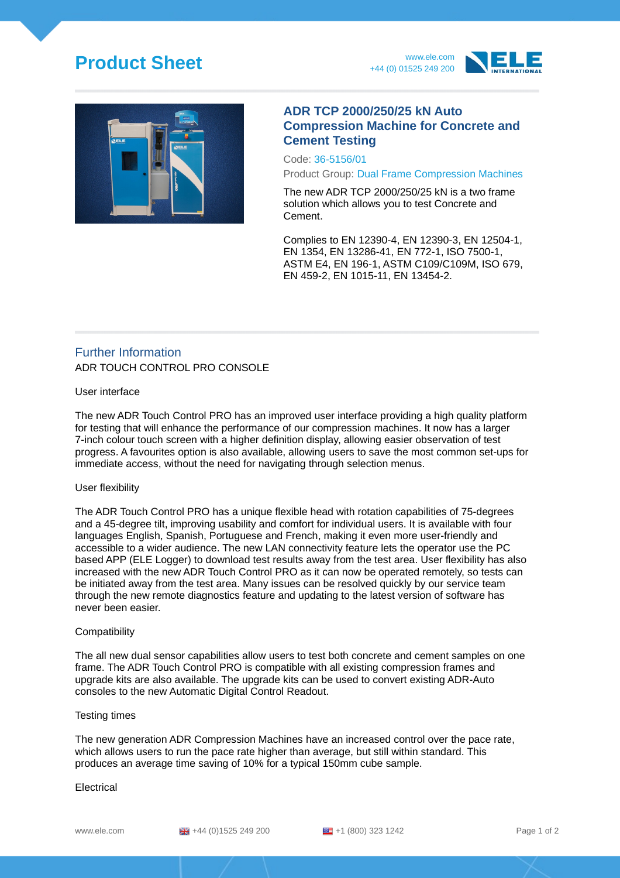# Product Sheet

www.ele.com
+44 (0) 01525 249 200

## ADR TCP 2000/250/25 kN Auto Compression Machine for Concrete and Cement Testing

Code: 36-5156/01

Product Group: Dual Frame Compression Machines

The new ADR TCP 2000/250/25 kN is a two frame solution which allows you to test Concrete and Cement.

Complies to EN 12390-4, EN 12390-3, EN 12504-1, EN 1354, EN 13286-41, EN 772-1, ISO 7500-1, ASTM E4, EN 196-1, ASTM C109/C109M, ISO 679, EN 459-2, EN 1015-11, EN 13454-2.

## Further Information

ADR TOUCH CONTROL PRO CONSOLE

User interface

The new ADR Touch Control PRO has an improved user interface providing a high quality platform for testing that will enhance the performance of our compression machines. It now has a larger 7-inch colour touch screen with a higher definition display, allowing easier observation of test progress. A favourites option is also available, allowing users to save the most common set-ups for immediate access, without the need for navigating through selection menus.

User flexibility

The ADR Touch Control PRO has a unique flexible head with rotation capabilities of 75-degrees and a 45-degree tilt, improving usability and comfort for individual users. It is available with four languages English, Spanish, Portuguese and French, making it even more user-friendly and accessible to a wider audience. The new LAN connectivity feature lets the operator use the PC based APP (ELE Logger) to download test results away from the test area. User flexibility has also increased with the new ADR Touch Control PRO as it can now be operated remotely, so tests can be initiated away from the test area. Many issues can be resolved quickly by our service team through the new remote diagnostics feature and updating to the latest version of software has never been easier.

Compatibility

The all new dual sensor capabilities allow users to test both concrete and cement samples on one frame. The ADR Touch Control PRO is compatible with all existing compression frames and upgrade kits are also available. The upgrade kits can be used to convert existing ADR-Auto consoles to the new Automatic Digital Control Readout.

Testing times

The new generation ADR Compression Machines have an increased control over the pace rate, which allows users to run the pace rate higher than average, but still within standard. This produces an average time saving of 10% for a typical 150mm cube sample.

Electrical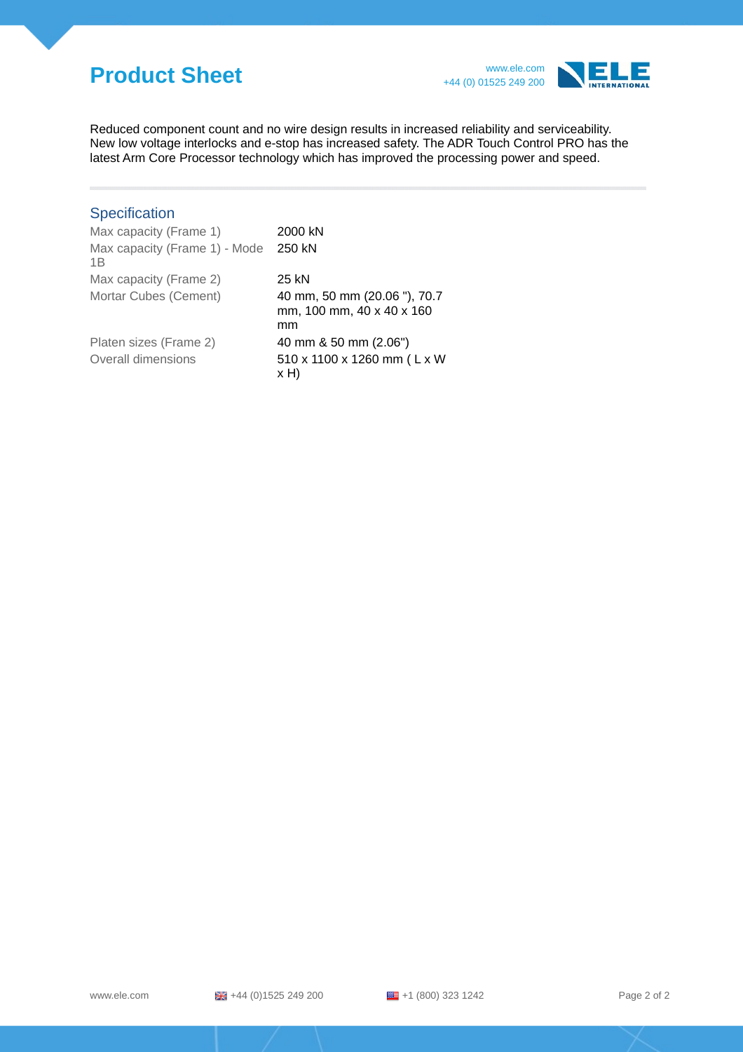Reduced component count and no wire design results in increased reliability and serviceability. New low voltage interlocks and e-stop has increased safety. The ADR Touch Control PRO has the latest Arm Core Processor technology which has improved the processing power and speed.

## Specification

| | |
|---|---|
| Max capacity (Frame 1) | 2000 kN |
| Max capacity (Frame 1) - Mode 1B | 250 kN |
| Max capacity (Frame 2) | 25 kN |
| Mortar Cubes (Cement) | 40 mm, 50 mm (20.06 "), 70.7 mm, 100 mm, 40 x 40 x 160 mm |
| Platen sizes (Frame 2) | 40 mm & 50 mm (2.06") |
| Overall dimensions | 510 x 1100 x 1260 mm ( L x W x H) |